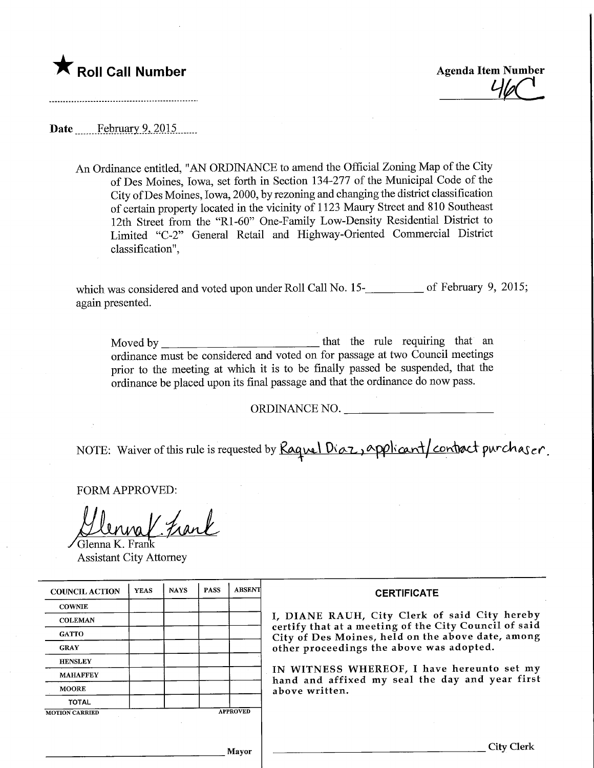★ **Roll Call Number**

**Agenda Item Number**
46C

Date February 9, 2015

An Ordinance entitled, "AN ORDINANCE to amend the Official Zoning Map of the City of Des Moines, Iowa, set forth in Section 134-277 of the Municipal Code of the City of Des Moines, Iowa, 2000, by rezoning and changing the district classification of certain property located in the vicinity of 1123 Maury Street and 810 Southeast 12th Street from the "R1-60" One-Family Low-Density Residential District to Limited "C-2" General Retail and Highway-Oriented Commercial District classification",

which was considered and voted upon under Roll Call No. 15-\_\_\_\_\_\_\_\_ of February 9, 2015; again presented.

Moved by \_\_\_\_\_\_\_\_\_\_\_\_\_\_\_\_\_\_\_\_ that the rule requiring that an ordinance must be considered and voted on for passage at two Council meetings prior to the meeting at which it is to be finally passed be suspended, that the ordinance be placed upon its final passage and that the ordinance do now pass.

ORDINANCE NO. \_\_\_\_\_\_\_\_\_\_\_\_\_\_\_\_\_\_\_\_

NOTE: Waiver of this rule is requested by Raquel Diaz, applicant/contract purchaser.

FORM APPROVED:

Glenna K. Frank
Glenna K. Frank
Assistant City Attorney

| COUNCIL ACTION | YEAS | NAYS | PASS | ABSENT |
|---|---|---|---|---|
| COWNIE | | | | |
| COLEMAN | | | | |
| GATTO | | | | |
| GRAY | | | | |
| HENSLEY | | | | |
| MAHAFFEY | | | | |
| MOORE | | | | |
| TOTAL | | | | |
| MOTION CARRIED | | | | APPROVED |

\_\_\_\_\_\_\_\_\_\_\_\_\_\_\_\_\_\_\_\_ Mayor

**CERTIFICATE**

I, DIANE RAUH, City Clerk of said City hereby certify that at a meeting of the City Council of said City of Des Moines, held on the above date, among other proceedings the above was adopted.

IN WITNESS WHEREOF, I have hereunto set my hand and affixed my seal the day and year first above written.

\_\_\_\_\_\_\_\_\_\_\_\_\_\_\_\_\_\_\_\_ City Clerk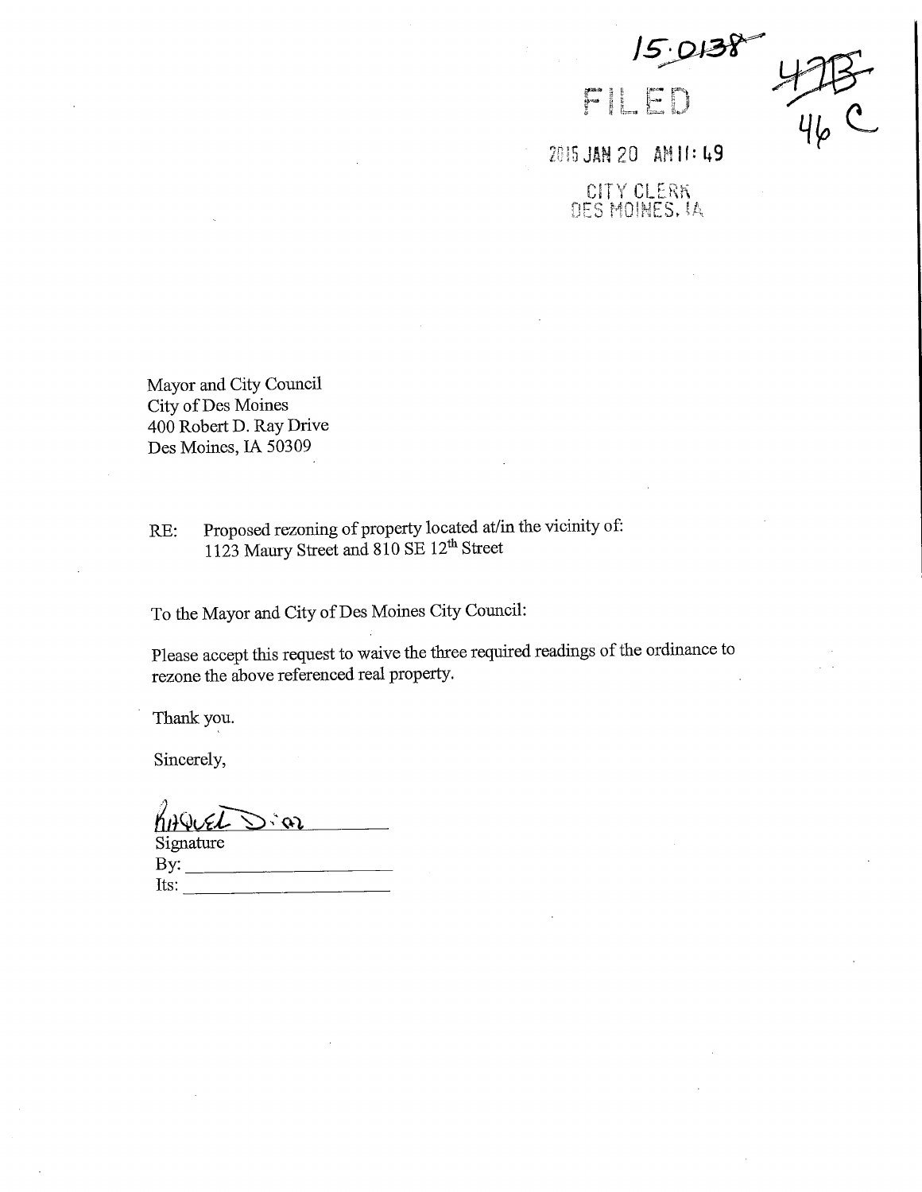15-0138

FILED

2015 JAN 20 AM 11:49

CITY CLERK
DES MOINES, IA

~~47B~~
46 C

Mayor and City Council
City of Des Moines
400 Robert D. Ray Drive
Des Moines, IA 50309

RE: Proposed rezoning of property located at/in the vicinity of:
1123 Maury Street and 810 SE 12th Street

To the Mayor and City of Des Moines City Council:

Please accept this request to waive the three required readings of the ordinance to rezone the above referenced real property.

Thank you.

Sincerely,

RAQUEL Diaz
Signature
By: ______________________
Its: ______________________